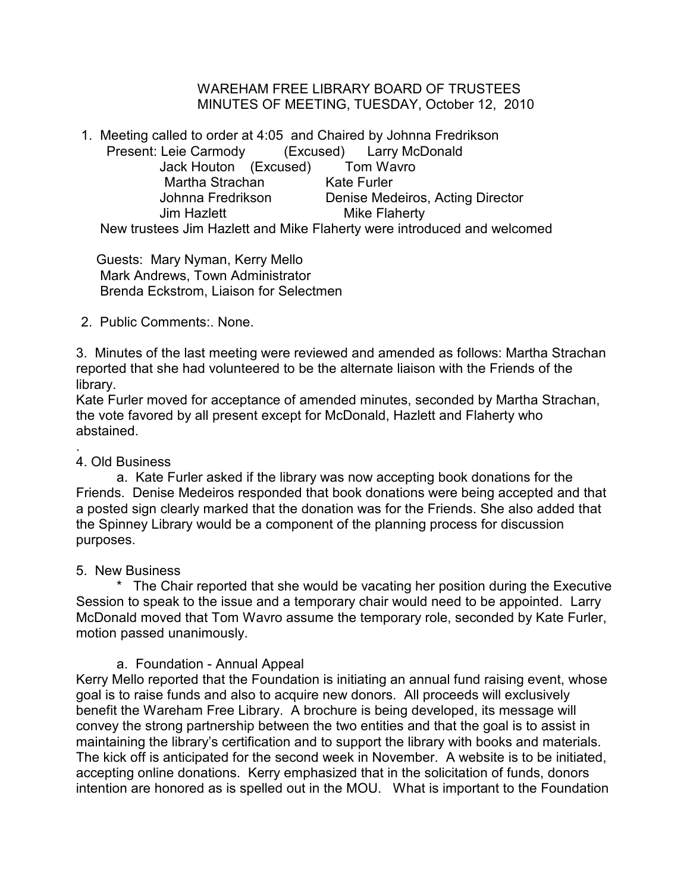WAREHAM FREE LIBRARY BOARD OF TRUSTEES
MINUTES OF MEETING, TUESDAY, October 12, 2010

1. Meeting called to order at 4:05 and Chaired by Johnna Fredrikson

   Present: Leie Carmody (Excused) Larry McDonald
   Jack Houton (Excused) Tom Wavro
   Martha Strachan Kate Furler
   Johnna Fredrikson Denise Medeiros, Acting Director
   Jim Hazlett Mike Flaherty

   New trustees Jim Hazlett and Mike Flaherty were introduced and welcomed

   Guests: Mary Nyman, Kerry Mello
   Mark Andrews, Town Administrator
   Brenda Eckstrom, Liaison for Selectmen

2. Public Comments:. None.

3. Minutes of the last meeting were reviewed and amended as follows: Martha Strachan reported that she had volunteered to be the alternate liaison with the Friends of the library.
Kate Furler moved for acceptance of amended minutes, seconded by Martha Strachan, the vote favored by all present except for McDonald, Hazlett and Flaherty who abstained.

.
4. Old Business

   a. Kate Furler asked if the library was now accepting book donations for the Friends. Denise Medeiros responded that book donations were being accepted and that a posted sign clearly marked that the donation was for the Friends. She also added that the Spinney Library would be a component of the planning process for discussion purposes.

5. New Business

   \* The Chair reported that she would be vacating her position during the Executive Session to speak to the issue and a temporary chair would need to be appointed. Larry McDonald moved that Tom Wavro assume the temporary role, seconded by Kate Furler, motion passed unanimously.

   a. Foundation - Annual Appeal

Kerry Mello reported that the Foundation is initiating an annual fund raising event, whose goal is to raise funds and also to acquire new donors. All proceeds will exclusively benefit the Wareham Free Library. A brochure is being developed, its message will convey the strong partnership between the two entities and that the goal is to assist in maintaining the library's certification and to support the library with books and materials. The kick off is anticipated for the second week in November. A website is to be initiated, accepting online donations. Kerry emphasized that in the solicitation of funds, donors intention are honored as is spelled out in the MOU. What is important to the Foundation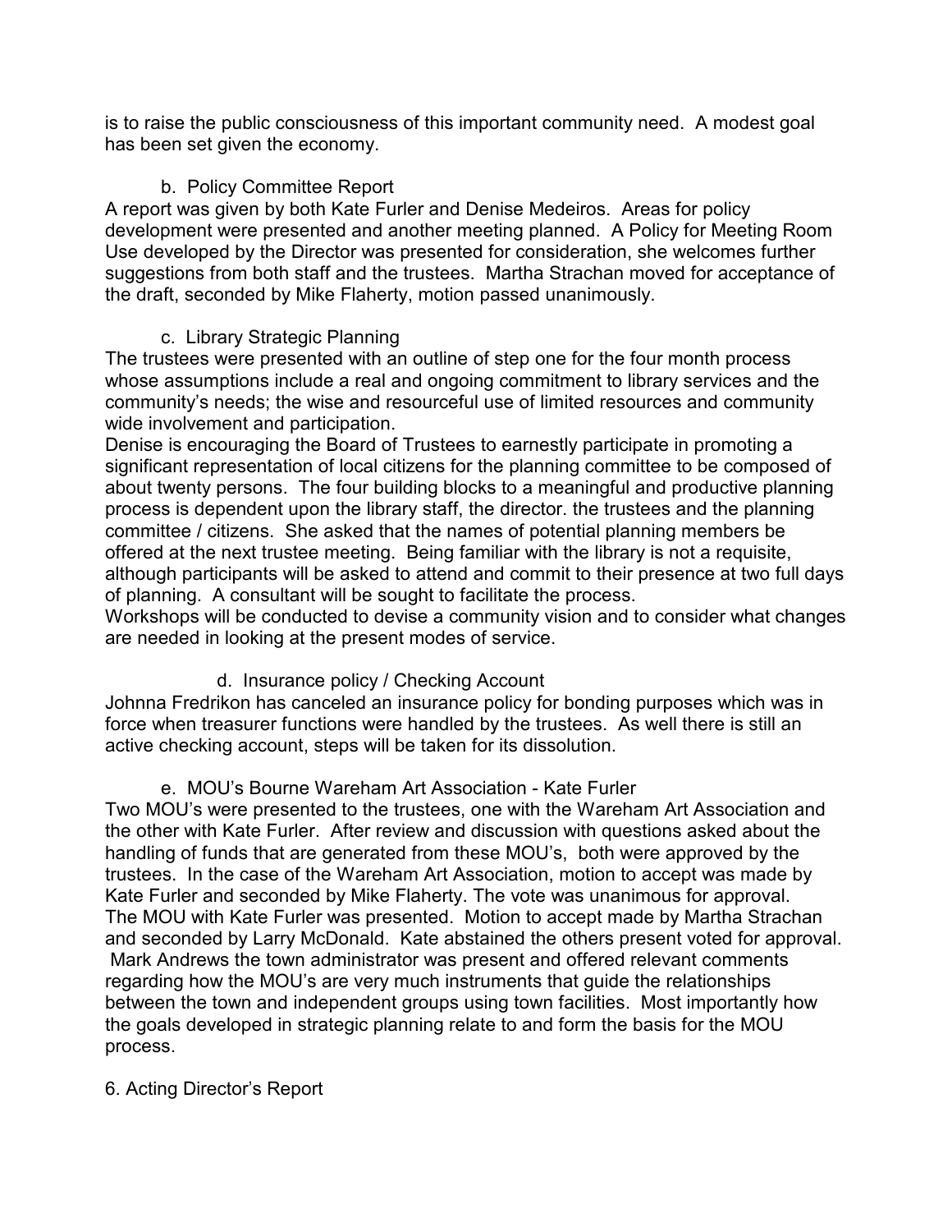is to raise the public consciousness of this important community need. A modest goal has been set given the economy.

b. Policy Committee Report

A report was given by both Kate Furler and Denise Medeiros. Areas for policy development were presented and another meeting planned. A Policy for Meeting Room Use developed by the Director was presented for consideration, she welcomes further suggestions from both staff and the trustees. Martha Strachan moved for acceptance of the draft, seconded by Mike Flaherty, motion passed unanimously.

c. Library Strategic Planning

The trustees were presented with an outline of step one for the four month process whose assumptions include a real and ongoing commitment to library services and the community's needs; the wise and resourceful use of limited resources and community wide involvement and participation.

Denise is encouraging the Board of Trustees to earnestly participate in promoting a significant representation of local citizens for the planning committee to be composed of about twenty persons. The four building blocks to a meaningful and productive planning process is dependent upon the library staff, the director. the trustees and the planning committee / citizens. She asked that the names of potential planning members be offered at the next trustee meeting. Being familiar with the library is not a requisite, although participants will be asked to attend and commit to their presence at two full days of planning. A consultant will be sought to facilitate the process.

Workshops will be conducted to devise a community vision and to consider what changes are needed in looking at the present modes of service.

d. Insurance policy / Checking Account

Johnna Fredrikon has canceled an insurance policy for bonding purposes which was in force when treasurer functions were handled by the trustees. As well there is still an active checking account, steps will be taken for its dissolution.

e. MOU's Bourne Wareham Art Association - Kate Furler

Two MOU's were presented to the trustees, one with the Wareham Art Association and the other with Kate Furler. After review and discussion with questions asked about the handling of funds that are generated from these MOU's, both were approved by the trustees. In the case of the Wareham Art Association, motion to accept was made by Kate Furler and seconded by Mike Flaherty. The vote was unanimous for approval. The MOU with Kate Furler was presented. Motion to accept made by Martha Strachan and seconded by Larry McDonald. Kate abstained the others present voted for approval. Mark Andrews the town administrator was present and offered relevant comments regarding how the MOU's are very much instruments that guide the relationships between the town and independent groups using town facilities. Most importantly how the goals developed in strategic planning relate to and form the basis for the MOU process.

6. Acting Director's Report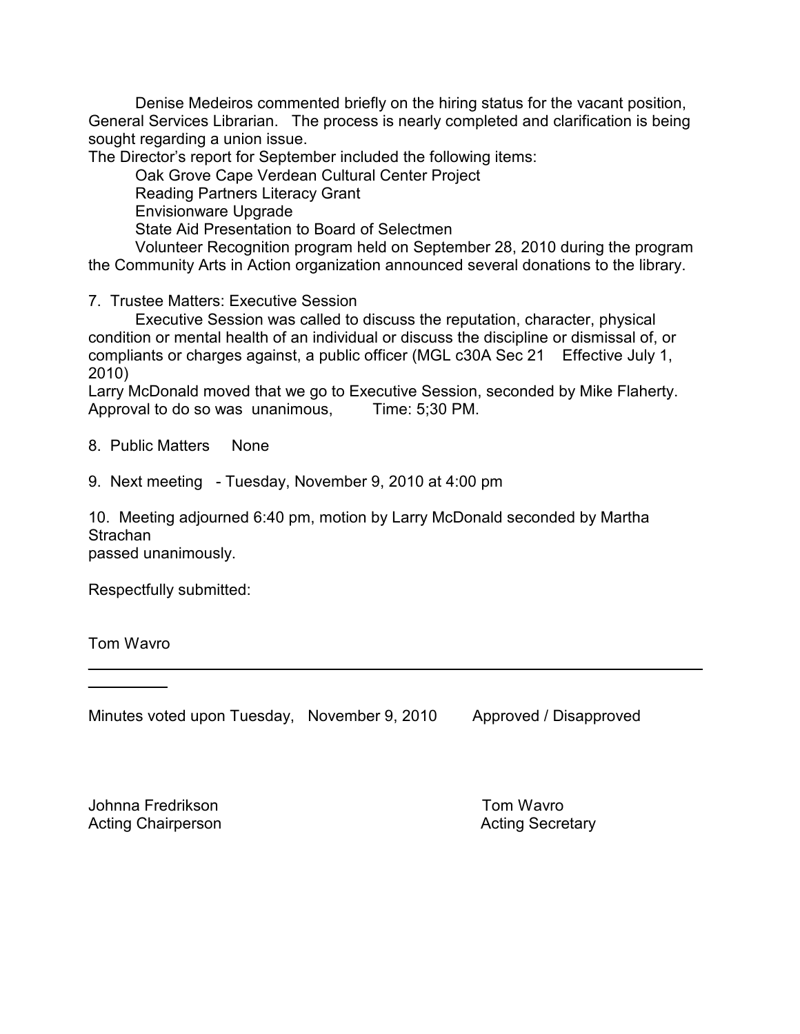Denise Medeiros commented briefly on the hiring status for the vacant position, General Services Librarian. The process is nearly completed and clarification is being sought regarding a union issue.

The Director's report for September included the following items:

Oak Grove Cape Verdean Cultural Center Project
Reading Partners Literacy Grant
Envisionware Upgrade
State Aid Presentation to Board of Selectmen
Volunteer Recognition program held on September 28, 2010 during the program the Community Arts in Action organization announced several donations to the library.

7. Trustee Matters: Executive Session

Executive Session was called to discuss the reputation, character, physical condition or mental health of an individual or discuss the discipline or dismissal of, or compliants or charges against, a public officer (MGL c30A Sec 21 Effective July 1, 2010)

Larry McDonald moved that we go to Executive Session, seconded by Mike Flaherty. Approval to do so was unanimous, Time: 5;30 PM.

8. Public Matters None

9. Next meeting - Tuesday, November 9, 2010 at 4:00 pm

10. Meeting adjourned 6:40 pm, motion by Larry McDonald seconded by Martha Strachan
passed unanimously.

Respectfully submitted:

Tom Wavro

---

Minutes voted upon Tuesday, November 9, 2010 Approved / Disapproved

Johnna Fredrikson
Acting Chairperson

Tom Wavro
Acting Secretary